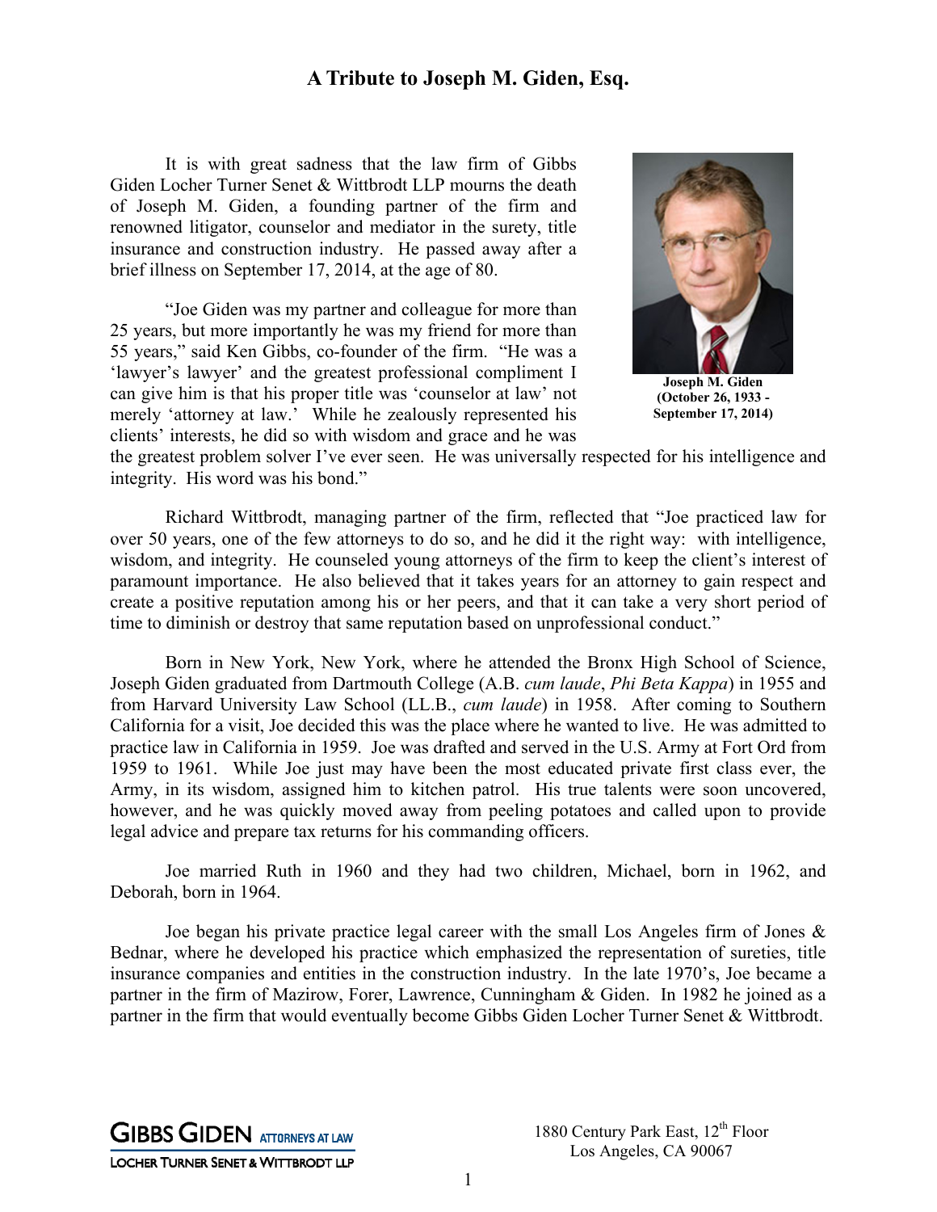# A Tribute to Joseph M. Giden, Esq.

It is with great sadness that the law firm of Gibbs Giden Locher Turner Senet & Wittbrodt LLP mourns the death of Joseph M. Giden, a founding partner of the firm and renowned litigator, counselor and mediator in the surety, title insurance and construction industry. He passed away after a brief illness on September 17, 2014, at the age of 80.

**Joseph M. Giden (October 26, 1933 - September 17, 2014)**

"Joe Giden was my partner and colleague for more than 25 years, but more importantly he was my friend for more than 55 years," said Ken Gibbs, co-founder of the firm. "He was a 'lawyer's lawyer' and the greatest professional compliment I can give him is that his proper title was 'counselor at law' not merely 'attorney at law.' While he zealously represented his clients' interests, he did so with wisdom and grace and he was the greatest problem solver I've ever seen. He was universally respected for his intelligence and integrity. His word was his bond."

Richard Wittbrodt, managing partner of the firm, reflected that "Joe practiced law for over 50 years, one of the few attorneys to do so, and he did it the right way: with intelligence, wisdom, and integrity. He counseled young attorneys of the firm to keep the client's interest of paramount importance. He also believed that it takes years for an attorney to gain respect and create a positive reputation among his or her peers, and that it can take a very short period of time to diminish or destroy that same reputation based on unprofessional conduct."

Born in New York, New York, where he attended the Bronx High School of Science, Joseph Giden graduated from Dartmouth College (A.B. *cum laude*, *Phi Beta Kappa*) in 1955 and from Harvard University Law School (LL.B., *cum laude*) in 1958. After coming to Southern California for a visit, Joe decided this was the place where he wanted to live. He was admitted to practice law in California in 1959. Joe was drafted and served in the U.S. Army at Fort Ord from 1959 to 1961. While Joe just may have been the most educated private first class ever, the Army, in its wisdom, assigned him to kitchen patrol. His true talents were soon uncovered, however, and he was quickly moved away from peeling potatoes and called upon to provide legal advice and prepare tax returns for his commanding officers.

Joe married Ruth in 1960 and they had two children, Michael, born in 1962, and Deborah, born in 1964.

Joe began his private practice legal career with the small Los Angeles firm of Jones & Bednar, where he developed his practice which emphasized the representation of sureties, title insurance companies and entities in the construction industry. In the late 1970's, Joe became a partner in the firm of Mazirow, Forer, Lawrence, Cunningham & Giden. In 1982 he joined as a partner in the firm that would eventually become Gibbs Giden Locher Turner Senet & Wittbrodt.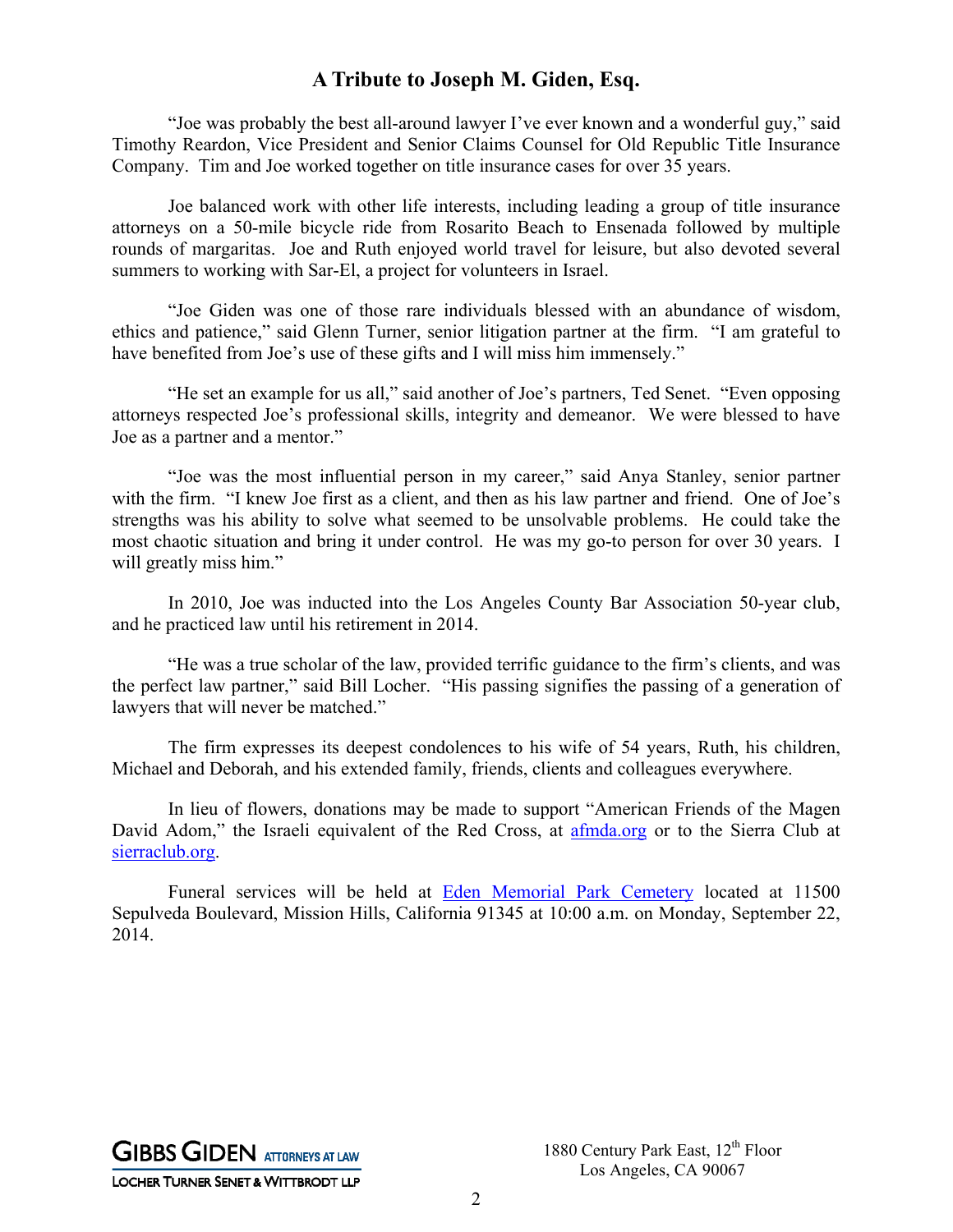## A Tribute to Joseph M. Giden, Esq.

"Joe was probably the best all-around lawyer I've ever known and a wonderful guy," said Timothy Reardon, Vice President and Senior Claims Counsel for Old Republic Title Insurance Company. Tim and Joe worked together on title insurance cases for over 35 years.

Joe balanced work with other life interests, including leading a group of title insurance attorneys on a 50-mile bicycle ride from Rosarito Beach to Ensenada followed by multiple rounds of margaritas. Joe and Ruth enjoyed world travel for leisure, but also devoted several summers to working with Sar-El, a project for volunteers in Israel.

"Joe Giden was one of those rare individuals blessed with an abundance of wisdom, ethics and patience," said Glenn Turner, senior litigation partner at the firm. "I am grateful to have benefited from Joe's use of these gifts and I will miss him immensely."

"He set an example for us all," said another of Joe's partners, Ted Senet. "Even opposing attorneys respected Joe's professional skills, integrity and demeanor. We were blessed to have Joe as a partner and a mentor."

"Joe was the most influential person in my career," said Anya Stanley, senior partner with the firm. "I knew Joe first as a client, and then as his law partner and friend. One of Joe's strengths was his ability to solve what seemed to be unsolvable problems. He could take the most chaotic situation and bring it under control. He was my go-to person for over 30 years. I will greatly miss him."

In 2010, Joe was inducted into the Los Angeles County Bar Association 50-year club, and he practiced law until his retirement in 2014.

"He was a true scholar of the law, provided terrific guidance to the firm's clients, and was the perfect law partner," said Bill Locher. "His passing signifies the passing of a generation of lawyers that will never be matched."

The firm expresses its deepest condolences to his wife of 54 years, Ruth, his children, Michael and Deborah, and his extended family, friends, clients and colleagues everywhere.

In lieu of flowers, donations may be made to support "American Friends of the Magen David Adom," the Israeli equivalent of the Red Cross, at afmda.org or to the Sierra Club at sierraclub.org.

Funeral services will be held at Eden Memorial Park Cemetery located at 11500 Sepulveda Boulevard, Mission Hills, California 91345 at 10:00 a.m. on Monday, September 22, 2014.

GIBBS GIDEN ATTORNEYS AT LAW
LOCHER TURNER SENET & WITTBRODT LLP

1880 Century Park East, 12th Floor
Los Angeles, CA 90067